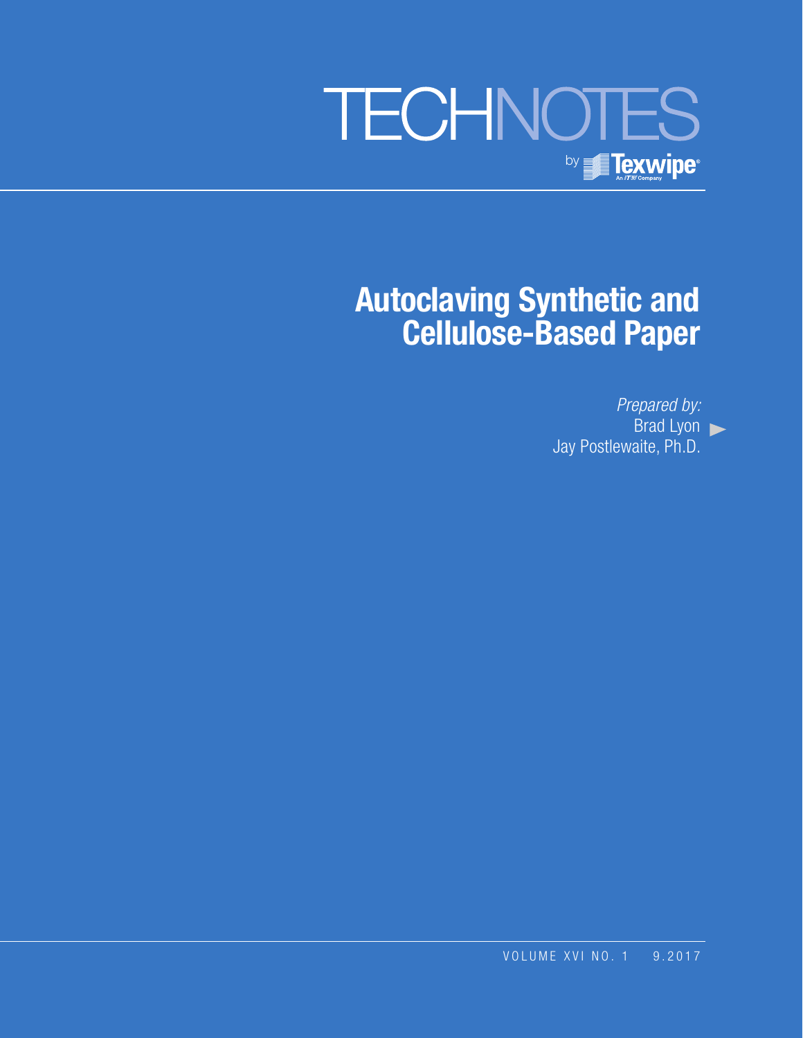# TECHNOTES

by Texwipe

An ITW Company

# Autoclaving Synthetic and Cellulose-Based Paper

*Prepared by:*

Brad Lyon

Jay Postlewaite, Ph.D.

VOLUME XVI NO. 1 9.2017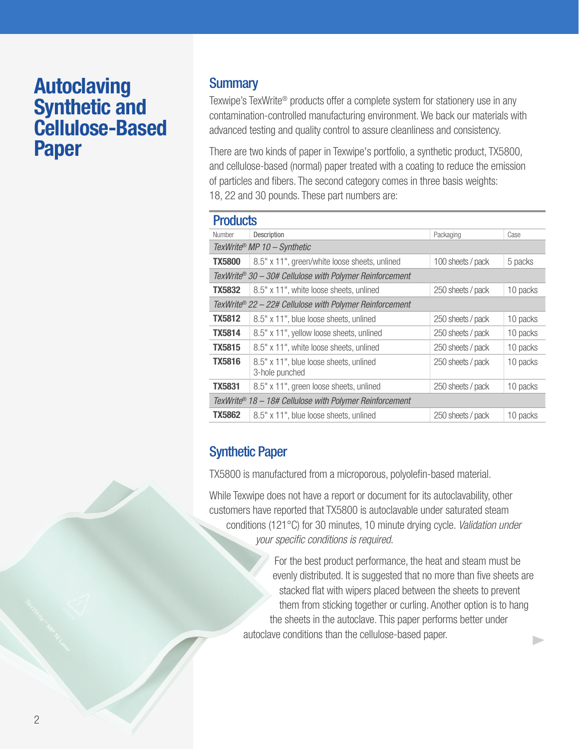# Autoclaving Synthetic and Cellulose-Based Paper

## Summary

Texwipe's TexWrite® products offer a complete system for stationery use in any contamination-controlled manufacturing environment. We back our materials with advanced testing and quality control to assure cleanliness and consistency.

There are two kinds of paper in Texwipe's portfolio, a synthetic product, TX5800, and cellulose-based (normal) paper treated with a coating to reduce the emission of particles and fibers. The second category comes in three basis weights: 18, 22 and 30 pounds. These part numbers are:

### Products

| Number | Description | Packaging | Case |
|---|---|---|---|
| *TexWrite® MP 10 – Synthetic* | | | |
| **TX5800** | 8.5" x 11", green/white loose sheets, unlined | 100 sheets / pack | 5 packs |
| *TexWrite® 30 – 30# Cellulose with Polymer Reinforcement* | | | |
| **TX5832** | 8.5" x 11", white loose sheets, unlined | 250 sheets / pack | 10 packs |
| *TexWrite® 22 – 22# Cellulose with Polymer Reinforcement* | | | |
| **TX5812** | 8.5" x 11", blue loose sheets, unlined | 250 sheets / pack | 10 packs |
| **TX5814** | 8.5" x 11", yellow loose sheets, unlined | 250 sheets / pack | 10 packs |
| **TX5815** | 8.5" x 11", white loose sheets, unlined | 250 sheets / pack | 10 packs |
| **TX5816** | 8.5" x 11", blue loose sheets, unlined 3-hole punched | 250 sheets / pack | 10 packs |
| **TX5831** | 8.5" x 11", green loose sheets, unlined | 250 sheets / pack | 10 packs |
| *TexWrite® 18 – 18# Cellulose with Polymer Reinforcement* | | | |
| **TX5862** | 8.5" x 11", blue loose sheets, unlined | 250 sheets / pack | 10 packs |

## Synthetic Paper

TX5800 is manufactured from a microporous, polyolefin-based material.

While Texwipe does not have a report or document for its autoclavability, other customers have reported that TX5800 is autoclavable under saturated steam conditions (121°C) for 30 minutes, 10 minute drying cycle. *Validation under your specific conditions is required.*

For the best product performance, the heat and steam must be evenly distributed. It is suggested that no more than five sheets are stacked flat with wipers placed between the sheets to prevent them from sticking together or curling. Another option is to hang the sheets in the autoclave. This paper performs better under autoclave conditions than the cellulose-based paper.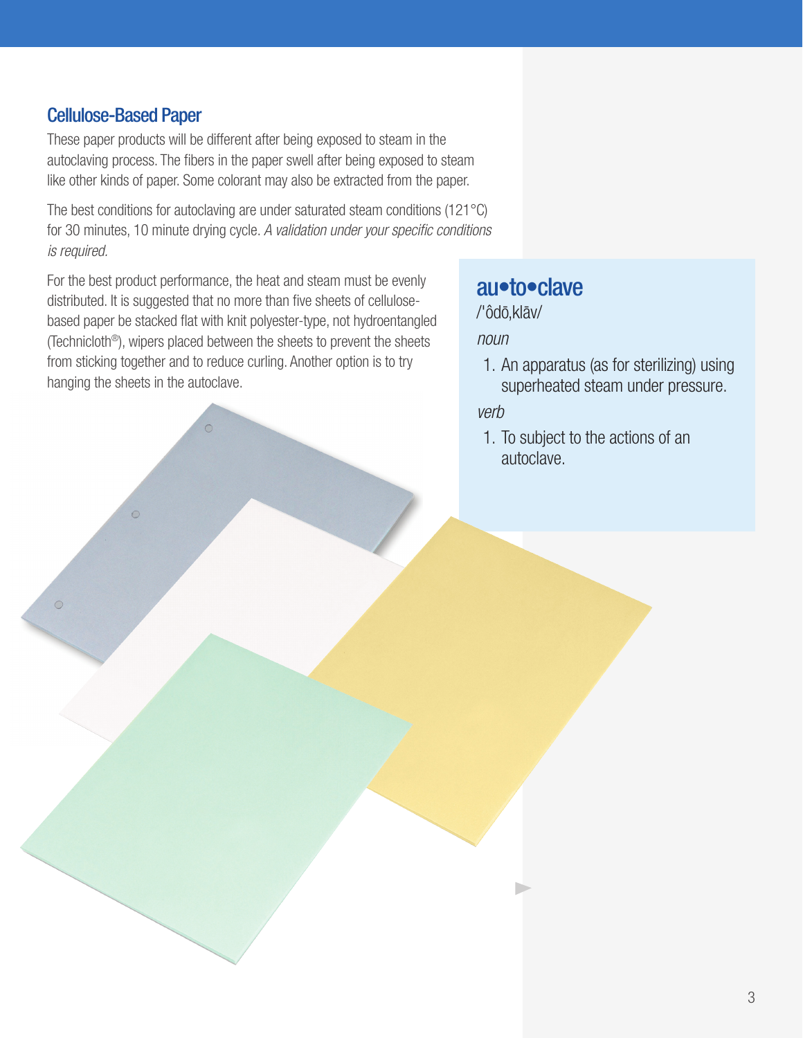## Cellulose-Based Paper

These paper products will be different after being exposed to steam in the autoclaving process. The fibers in the paper swell after being exposed to steam like other kinds of paper. Some colorant may also be extracted from the paper.

The best conditions for autoclaving are under saturated steam conditions (121°C) for 30 minutes, 10 minute drying cycle. *A validation under your specific conditions is required.*

For the best product performance, the heat and steam must be evenly distributed. It is suggested that no more than five sheets of cellulose-based paper be stacked flat with knit polyester-type, not hydroentangled (Technicloth®), wipers placed between the sheets to prevent the sheets from sticking together and to reduce curling. Another option is to try hanging the sheets in the autoclave.

### au•to•clave

/ˈôdōˌklāv/

*noun*

1. An apparatus (as for sterilizing) using superheated steam under pressure.

*verb*

1. To subject to the actions of an autoclave.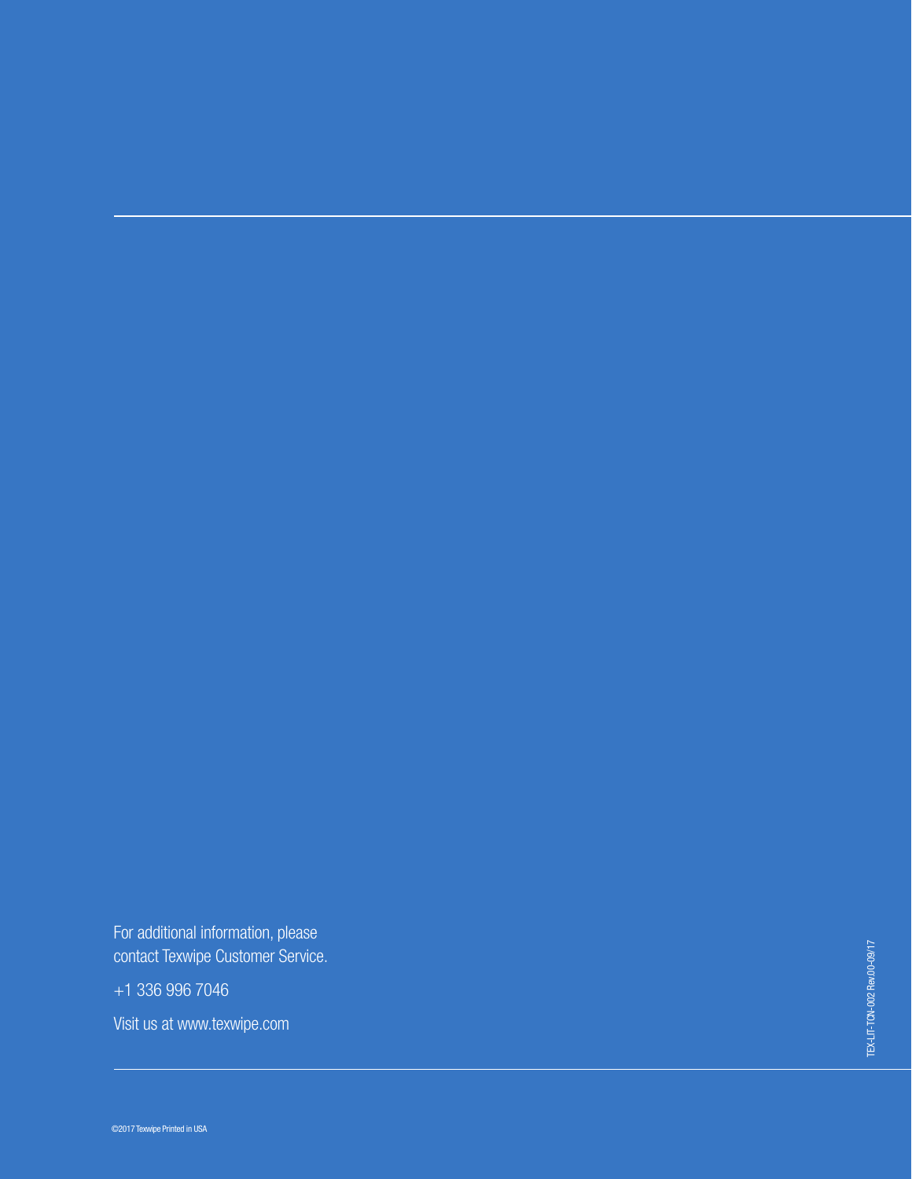For additional information, please contact Texwipe Customer Service.

+1 336 996 7046

Visit us at www.texwipe.com

TEX-LIT-TCN-002 Rev.00-09/17

©2017 Texwipe Printed in USA